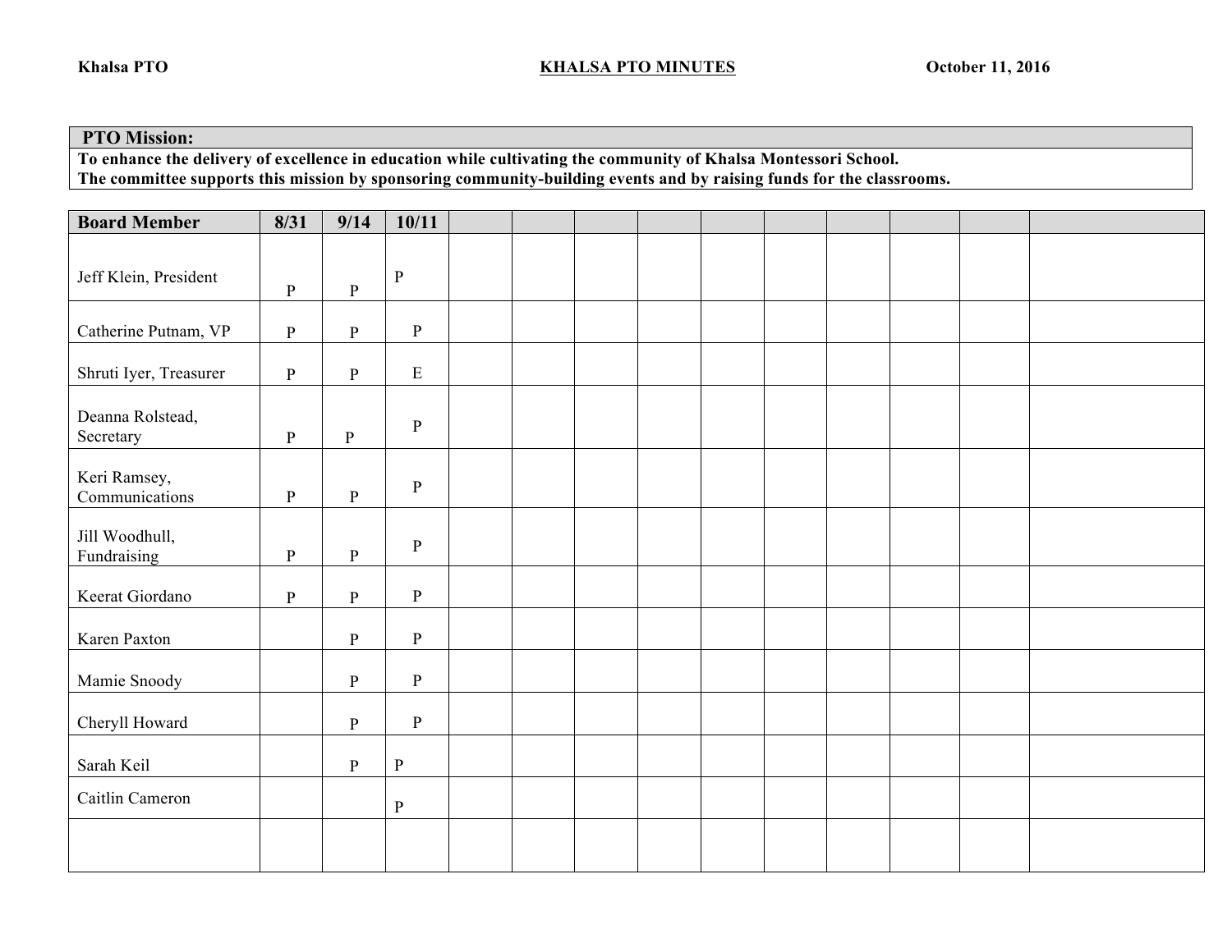Khalsa PTO **KHALSA PTO MINUTES** October 11, 2016

| **PTO Mission:** |
|---|
| **To enhance the delivery of excellence in education while cultivating the community of Khalsa Montessori School.** **The committee supports this mission by sponsoring community-building events and by raising funds for the classrooms.** |

| **Board Member** | **8/31** | **9/14** | **10/11** | | | | | | | | | | |
|---|---|---|---|---|---|---|---|---|---|---|---|---|---|
| Jeff Klein, President | P | P | P | | | | | | | | | | |
| Catherine Putnam, VP | P | P | P | | | | | | | | | | |
| Shruti Iyer, Treasurer | P | P | E | | | | | | | | | | |
| Deanna Rolstead, Secretary | P | P | P | | | | | | | | | | |
| Keri Ramsey, Communications | P | P | P | | | | | | | | | | |
| Jill Woodhull, Fundraising | P | P | P | | | | | | | | | | |
| Keerat Giordano | P | P | P | | | | | | | | | | |
| Karen Paxton | | P | P | | | | | | | | | | |
| Mamie Snoody | | P | P | | | | | | | | | | |
| Cheryll Howard | | P | P | | | | | | | | | | |
| Sarah Keil | | P | P | | | | | | | | | | |
| Caitlin Cameron | | | P | | | | | | | | | | |
| | | | | | | | | | | | | | |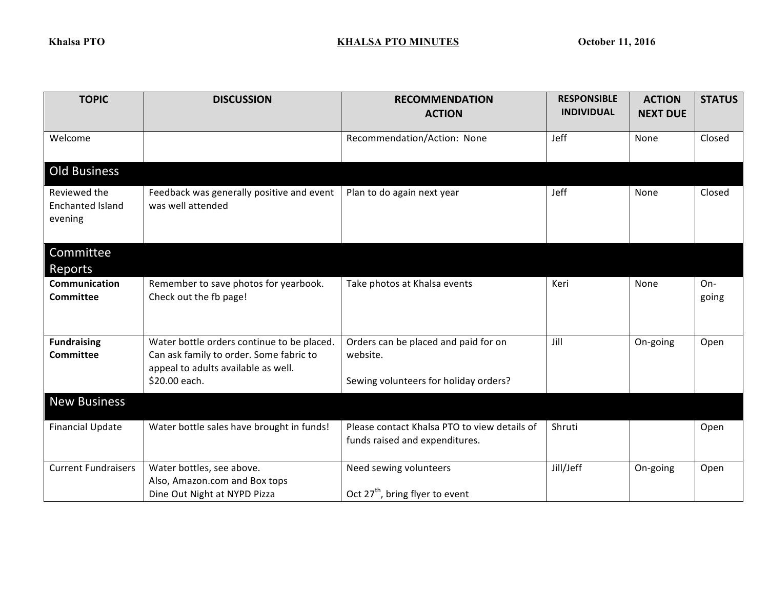Khalsa PTO **KHALSA PTO MINUTES** October 11, 2016

| TOPIC | DISCUSSION | RECOMMENDATION ACTION | RESPONSIBLE INDIVIDUAL | ACTION NEXT DUE | STATUS |
|---|---|---|---|---|---|
| Welcome | | Recommendation/Action: None | Jeff | None | Closed |
| **Old Business** | | | | | |
| Reviewed the Enchanted Island evening | Feedback was generally positive and event was well attended | Plan to do again next year | Jeff | None | Closed |
| **Committee Reports** | | | | | |
| **Communication Committee** | Remember to save photos for yearbook. Check out the fb page! | Take photos at Khalsa events | Keri | None | On-going |
| **Fundraising Committee** | Water bottle orders continue to be placed. Can ask family to order. Some fabric to appeal to adults available as well. $20.00 each. | Orders can be placed and paid for on website. Sewing volunteers for holiday orders? | Jill | On-going | Open |
| **New Business** | | | | | |
| Financial Update | Water bottle sales have brought in funds! | Please contact Khalsa PTO to view details of funds raised and expenditures. | Shruti | | Open |
| Current Fundraisers | Water bottles, see above. Also, Amazon.com and Box tops Dine Out Night at NYPD Pizza | Need sewing volunteers Oct 27th, bring flyer to event | Jill/Jeff | On-going | Open |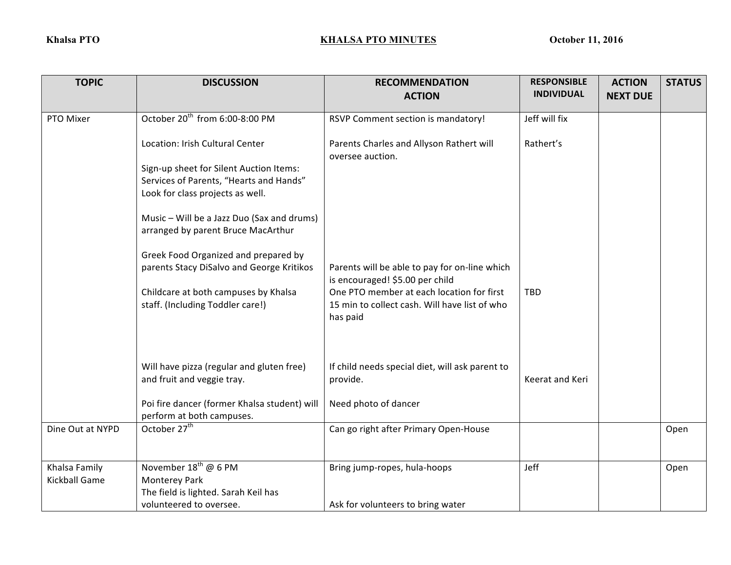**Khalsa PTO** | **KHALSA PTO MINUTES** | **October 11, 2016**

| TOPIC | DISCUSSION | RECOMMENDATION ACTION | RESPONSIBLE INDIVIDUAL | ACTION NEXT DUE | STATUS |
|---|---|---|---|---|---|
| PTO Mixer | October 20th from 6:00-8:00 PM | RSVP Comment section is mandatory! | Jeff will fix | | |
| | Location: Irish Cultural Center | Parents Charles and Allyson Rathert will oversee auction. | Rathert's | | |
| | Sign-up sheet for Silent Auction Items: Services of Parents, "Hearts and Hands" Look for class projects as well. | | | | |
| | Music – Will be a Jazz Duo (Sax and drums) arranged by parent Bruce MacArthur | | | | |
| | Greek Food Organized and prepared by parents Stacy DiSalvo and George Kritikos | Parents will be able to pay for on-line which is encouraged! $5.00 per child | | | |
| | Childcare at both campuses by Khalsa staff. (Including Toddler care!) | One PTO member at each location for first 15 min to collect cash. Will have list of who has paid | TBD | | |
| | Will have pizza (regular and gluten free) and fruit and veggie tray. | If child needs special diet, will ask parent to provide. | Keerat and Keri | | |
| | Poi fire dancer (former Khalsa student) will perform at both campuses. | Need photo of dancer | | | |
| Dine Out at NYPD | October 27th | Can go right after Primary Open-House | | | Open |
| Khalsa Family Kickball Game | November 18th @ 6 PM Monterey Park The field is lighted. Sarah Keil has volunteered to oversee. | Bring jump-ropes, hula-hoops Ask for volunteers to bring water | Jeff | | Open |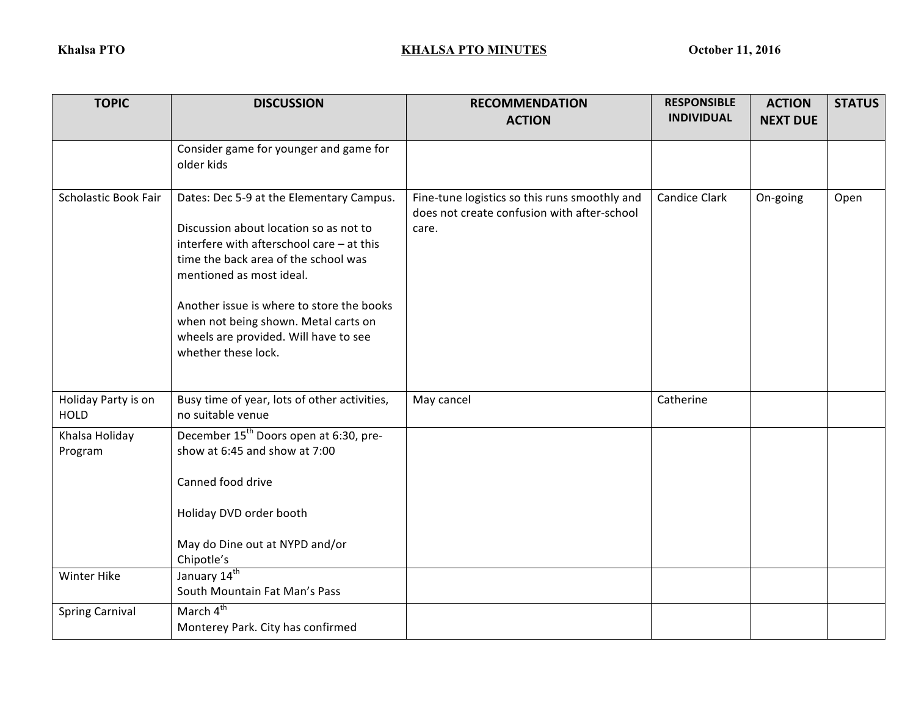Khalsa PTO **KHALSA PTO MINUTES** October 11, 2016

| TOPIC | DISCUSSION | RECOMMENDATION ACTION | RESPONSIBLE INDIVIDUAL | ACTION NEXT DUE | STATUS |
|---|---|---|---|---|---|
| | Consider game for younger and game for older kids | | | | |
| Scholastic Book Fair | Dates: Dec 5-9 at the Elementary Campus.<br><br>Discussion about location so as not to interfere with afterschool care – at this time the back area of the school was mentioned as most ideal.<br><br>Another issue is where to store the books when not being shown. Metal carts on wheels are provided. Will have to see whether these lock. | Fine-tune logistics so this runs smoothly and does not create confusion with after-school care. | Candice Clark | On-going | Open |
| Holiday Party is on HOLD | Busy time of year, lots of other activities, no suitable venue | May cancel | Catherine | | |
| Khalsa Holiday Program | December 15th Doors open at 6:30, pre-show at 6:45 and show at 7:00<br><br>Canned food drive<br><br>Holiday DVD order booth<br><br>May do Dine out at NYPD and/or Chipotle's | | | | |
| Winter Hike | January 14th<br>South Mountain Fat Man's Pass | | | | |
| Spring Carnival | March 4th<br>Monterey Park. City has confirmed | | | | |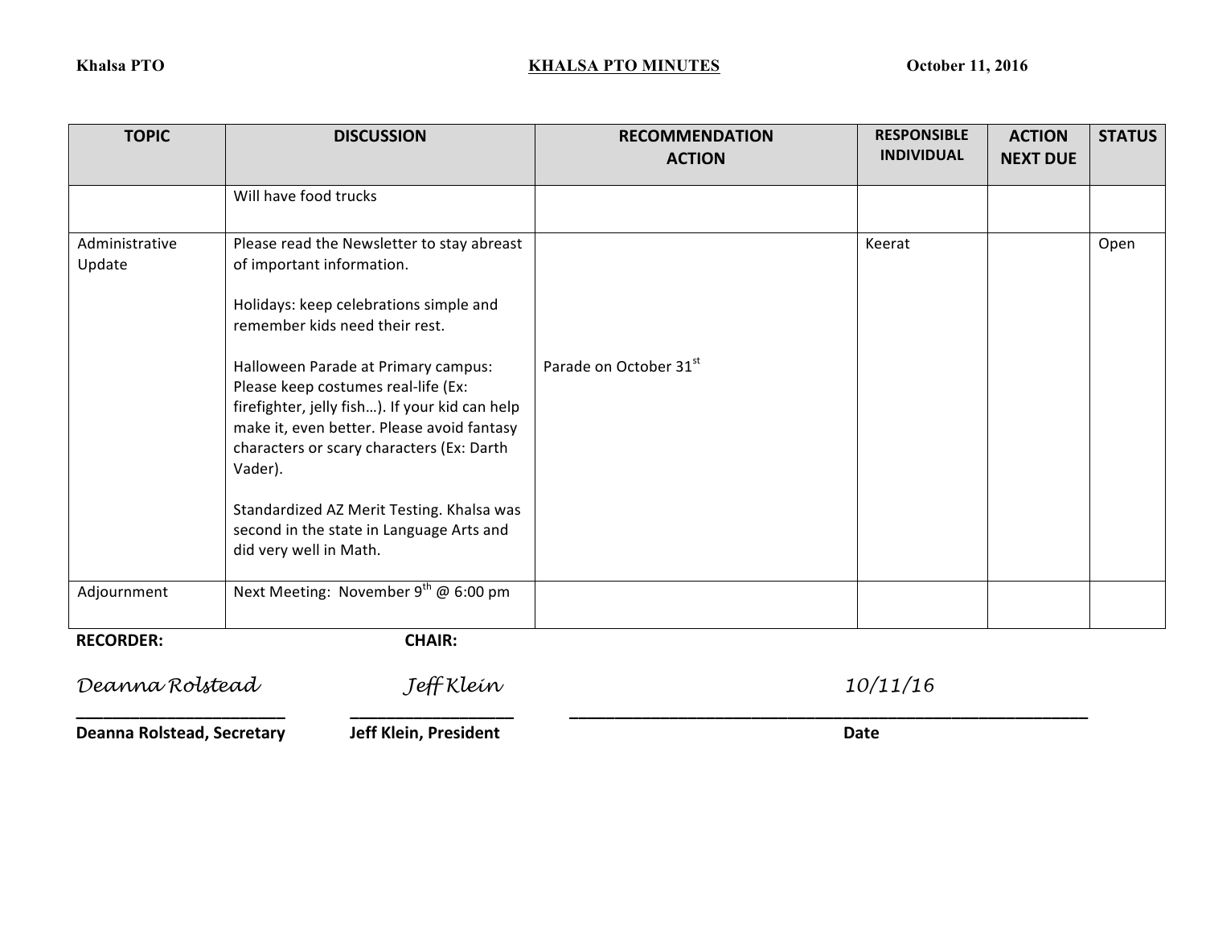Khalsa PTO **KHALSA PTO MINUTES** October 11, 2016

| TOPIC | DISCUSSION | RECOMMENDATION ACTION | RESPONSIBLE INDIVIDUAL | ACTION NEXT DUE | STATUS |
|---|---|---|---|---|---|
| | Will have food trucks | | | | |
| Administrative Update | Please read the Newsletter to stay abreast of important information.<br><br>Holidays: keep celebrations simple and remember kids need their rest.<br><br>Halloween Parade at Primary campus: Please keep costumes real-life (Ex: firefighter, jelly fish…). If your kid can help make it, even better. Please avoid fantasy characters or scary characters (Ex: Darth Vader).<br><br>Standardized AZ Merit Testing. Khalsa was second in the state in Language Arts and did very well in Math. | Parade on October 31st | Keerat | | Open |
| Adjournment | Next Meeting: November 9th @ 6:00 pm | | | | |

**RECORDER:** **CHAIR:**

*Deanna Rolstead* *Jeff Klein* *10/11/16*

**Deanna Rolstead, Secretary** **Jeff Klein, President** **Date**